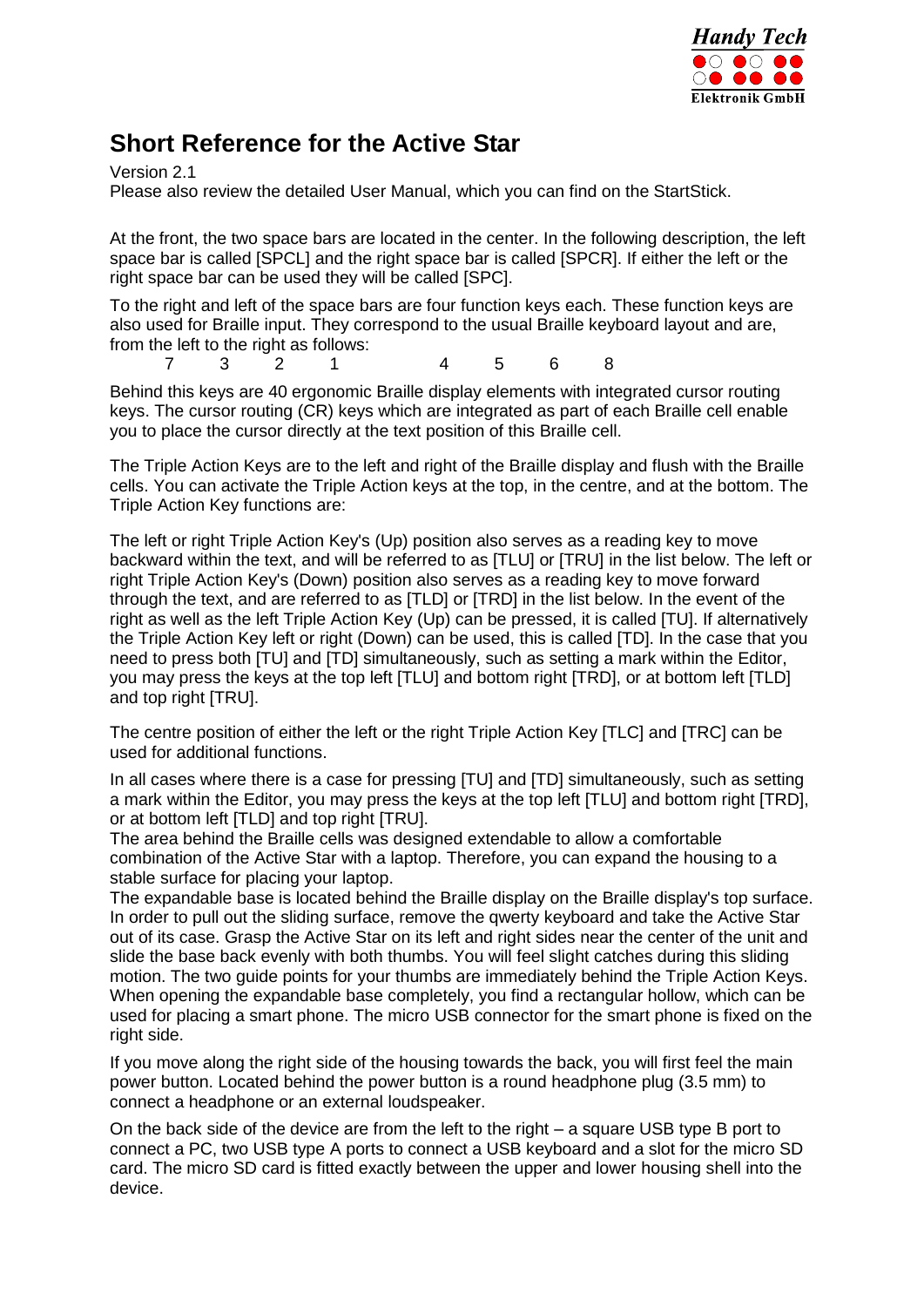# Short Reference for the Active Star

Version 2.1
Please also review the detailed User Manual, which you can find on the StartStick.

At the front, the two space bars are located in the center. In the following description, the left space bar is called [SPCL] and the right space bar is called [SPCR]. If either the left or the right space bar can be used they will be called [SPC].

To the right and left of the space bars are four function keys each. These function keys are also used for Braille input. They correspond to the usual Braille keyboard layout and are, from the left to the right as follows:

7 3 2 1 4 5 6 8

Behind this keys are 40 ergonomic Braille display elements with integrated cursor routing keys. The cursor routing (CR) keys which are integrated as part of each Braille cell enable you to place the cursor directly at the text position of this Braille cell.

The Triple Action Keys are to the left and right of the Braille display and flush with the Braille cells. You can activate the Triple Action keys at the top, in the centre, and at the bottom. The Triple Action Key functions are:

The left or right Triple Action Key's (Up) position also serves as a reading key to move backward within the text, and will be referred to as [TLU] or [TRU] in the list below. The left or right Triple Action Key's (Down) position also serves as a reading key to move forward through the text, and are referred to as [TLD] or [TRD] in the list below. In the event of the right as well as the left Triple Action Key (Up) can be pressed, it is called [TU]. If alternatively the Triple Action Key left or right (Down) can be used, this is called [TD]. In the case that you need to press both [TU] and [TD] simultaneously, such as setting a mark within the Editor, you may press the keys at the top left [TLU] and bottom right [TRD], or at bottom left [TLD] and top right [TRU].

The centre position of either the left or the right Triple Action Key [TLC] and [TRC] can be used for additional functions.

In all cases where there is a case for pressing [TU] and [TD] simultaneously, such as setting a mark within the Editor, you may press the keys at the top left [TLU] and bottom right [TRD], or at bottom left [TLD] and top right [TRU].
The area behind the Braille cells was designed extendable to allow a comfortable combination of the Active Star with a laptop. Therefore, you can expand the housing to a stable surface for placing your laptop.
The expandable base is located behind the Braille display on the Braille display's top surface. In order to pull out the sliding surface, remove the qwerty keyboard and take the Active Star out of its case. Grasp the Active Star on its left and right sides near the center of the unit and slide the base back evenly with both thumbs. You will feel slight catches during this sliding motion. The two guide points for your thumbs are immediately behind the Triple Action Keys. When opening the expandable base completely, you find a rectangular hollow, which can be used for placing a smart phone. The micro USB connector for the smart phone is fixed on the right side.

If you move along the right side of the housing towards the back, you will first feel the main power button. Located behind the power button is a round headphone plug (3.5 mm) to connect a headphone or an external loudspeaker.

On the back side of the device are from the left to the right – a square USB type B port to connect a PC, two USB type A ports to connect a USB keyboard and a slot for the micro SD card. The micro SD card is fitted exactly between the upper and lower housing shell into the device.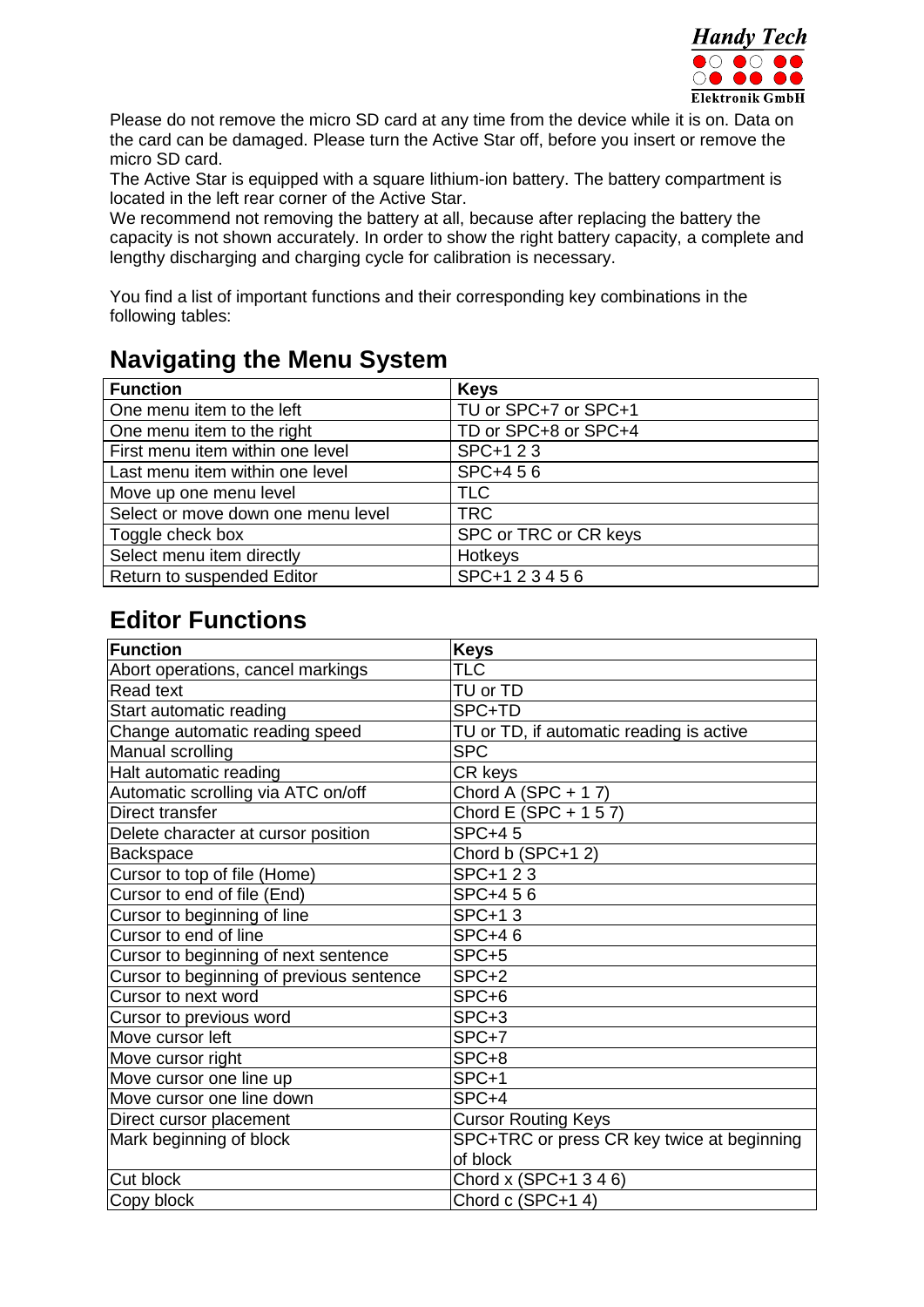Please do not remove the micro SD card at any time from the device while it is on. Data on the card can be damaged. Please turn the Active Star off, before you insert or remove the micro SD card.
The Active Star is equipped with a square lithium-ion battery. The battery compartment is located in the left rear corner of the Active Star.
We recommend not removing the battery at all, because after replacing the battery the capacity is not shown accurately. In order to show the right battery capacity, a complete and lengthy discharging and charging cycle for calibration is necessary.

You find a list of important functions and their corresponding key combinations in the following tables:

## Navigating the Menu System

| Function | Keys |
|---|---|
| One menu item to the left | TU or SPC+7 or SPC+1 |
| One menu item to the right | TD or SPC+8 or SPC+4 |
| First menu item within one level | SPC+1 2 3 |
| Last menu item within one level | SPC+4 5 6 |
| Move up one menu level | TLC |
| Select or move down one menu level | TRC |
| Toggle check box | SPC or TRC or CR keys |
| Select menu item directly | Hotkeys |
| Return to suspended Editor | SPC+1 2 3 4 5 6 |

## Editor Functions

| Function | Keys |
|---|---|
| Abort operations, cancel markings | TLC |
| Read text | TU or TD |
| Start automatic reading | SPC+TD |
| Change automatic reading speed | TU or TD, if automatic reading is active |
| Manual scrolling | SPC |
| Halt automatic reading | CR keys |
| Automatic scrolling via ATC on/off | Chord A (SPC + 1 7) |
| Direct transfer | Chord E (SPC + 1 5 7) |
| Delete character at cursor position | SPC+4 5 |
| Backspace | Chord b (SPC+1 2) |
| Cursor to top of file (Home) | SPC+1 2 3 |
| Cursor to end of file (End) | SPC+4 5 6 |
| Cursor to beginning of line | SPC+1 3 |
| Cursor to end of line | SPC+4 6 |
| Cursor to beginning of next sentence | SPC+5 |
| Cursor to beginning of previous sentence | SPC+2 |
| Cursor to next word | SPC+6 |
| Cursor to previous word | SPC+3 |
| Move cursor left | SPC+7 |
| Move cursor right | SPC+8 |
| Move cursor one line up | SPC+1 |
| Move cursor one line down | SPC+4 |
| Direct cursor placement | Cursor Routing Keys |
| Mark beginning of block | SPC+TRC or press CR key twice at beginning of block |
| Cut block | Chord x (SPC+1 3 4 6) |
| Copy block | Chord c (SPC+1 4) |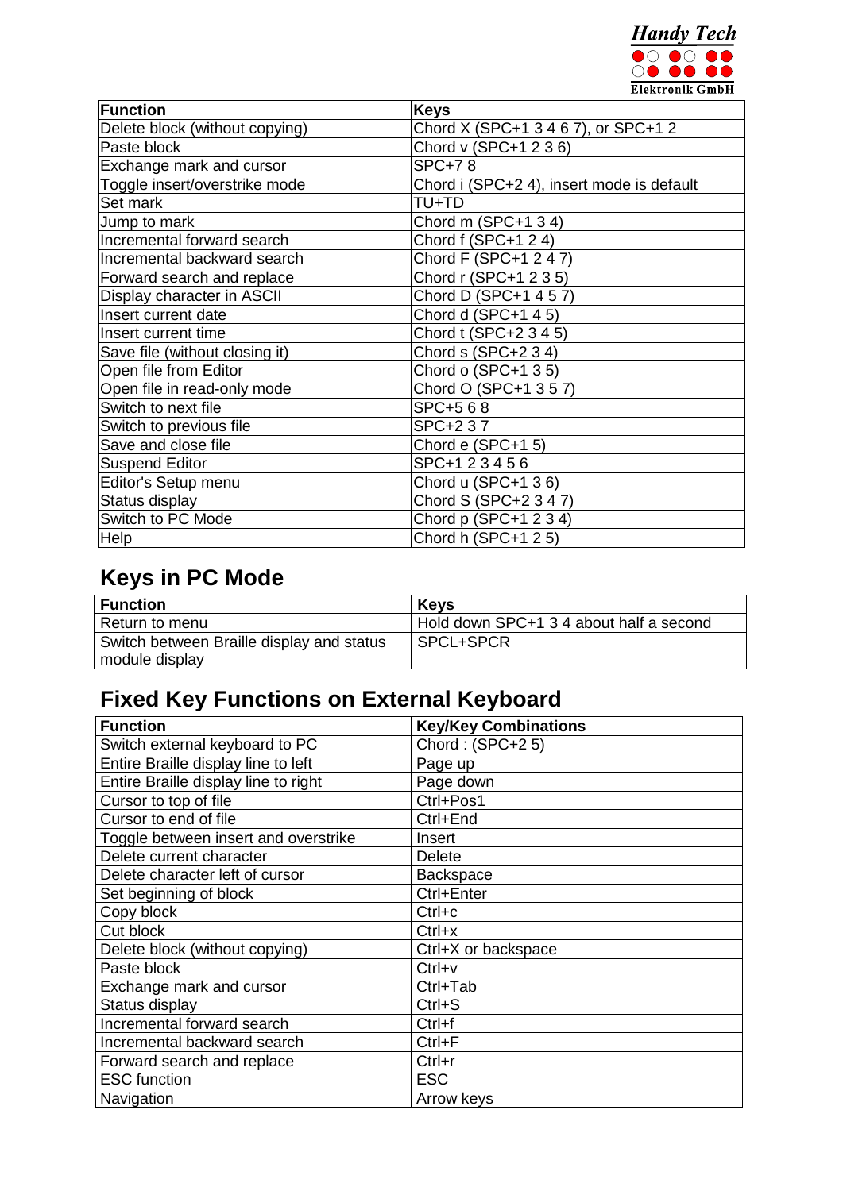| Function | Keys |
|---|---|
| Delete block (without copying) | Chord X (SPC+1 3 4 6 7), or SPC+1 2 |
| Paste block | Chord v (SPC+1 2 3 6) |
| Exchange mark and cursor | SPC+7 8 |
| Toggle insert/overstrike mode | Chord i (SPC+2 4), insert mode is default |
| Set mark | TU+TD |
| Jump to mark | Chord m (SPC+1 3 4) |
| Incremental forward search | Chord f (SPC+1 2 4) |
| Incremental backward search | Chord F (SPC+1 2 4 7) |
| Forward search and replace | Chord r (SPC+1 2 3 5) |
| Display character in ASCII | Chord D (SPC+1 4 5 7) |
| Insert current date | Chord d (SPC+1 4 5) |
| Insert current time | Chord t (SPC+2 3 4 5) |
| Save file (without closing it) | Chord s (SPC+2 3 4) |
| Open file from Editor | Chord o (SPC+1 3 5) |
| Open file in read-only mode | Chord O (SPC+1 3 5 7) |
| Switch to next file | SPC+5 6 8 |
| Switch to previous file | SPC+2 3 7 |
| Save and close file | Chord e (SPC+1 5) |
| Suspend Editor | SPC+1 2 3 4 5 6 |
| Editor's Setup menu | Chord u (SPC+1 3 6) |
| Status display | Chord S (SPC+2 3 4 7) |
| Switch to PC Mode | Chord p (SPC+1 2 3 4) |
| Help | Chord h (SPC+1 2 5) |

## Keys in PC Mode

| Function | Keys |
|---|---|
| Return to menu | Hold down SPC+1 3 4 about half a second |
| Switch between Braille display and status module display | SPCL+SPCR |

## Fixed Key Functions on External Keyboard

| Function | Key/Key Combinations |
|---|---|
| Switch external keyboard to PC | Chord : (SPC+2 5) |
| Entire Braille display line to left | Page up |
| Entire Braille display line to right | Page down |
| Cursor to top of file | Ctrl+Pos1 |
| Cursor to end of file | Ctrl+End |
| Toggle between insert and overstrike | Insert |
| Delete current character | Delete |
| Delete character left of cursor | Backspace |
| Set beginning of block | Ctrl+Enter |
| Copy block | Ctrl+c |
| Cut block | Ctrl+x |
| Delete block (without copying) | Ctrl+X or backspace |
| Paste block | Ctrl+v |
| Exchange mark and cursor | Ctrl+Tab |
| Status display | Ctrl+S |
| Incremental forward search | Ctrl+f |
| Incremental backward search | Ctrl+F |
| Forward search and replace | Ctrl+r |
| ESC function | ESC |
| Navigation | Arrow keys |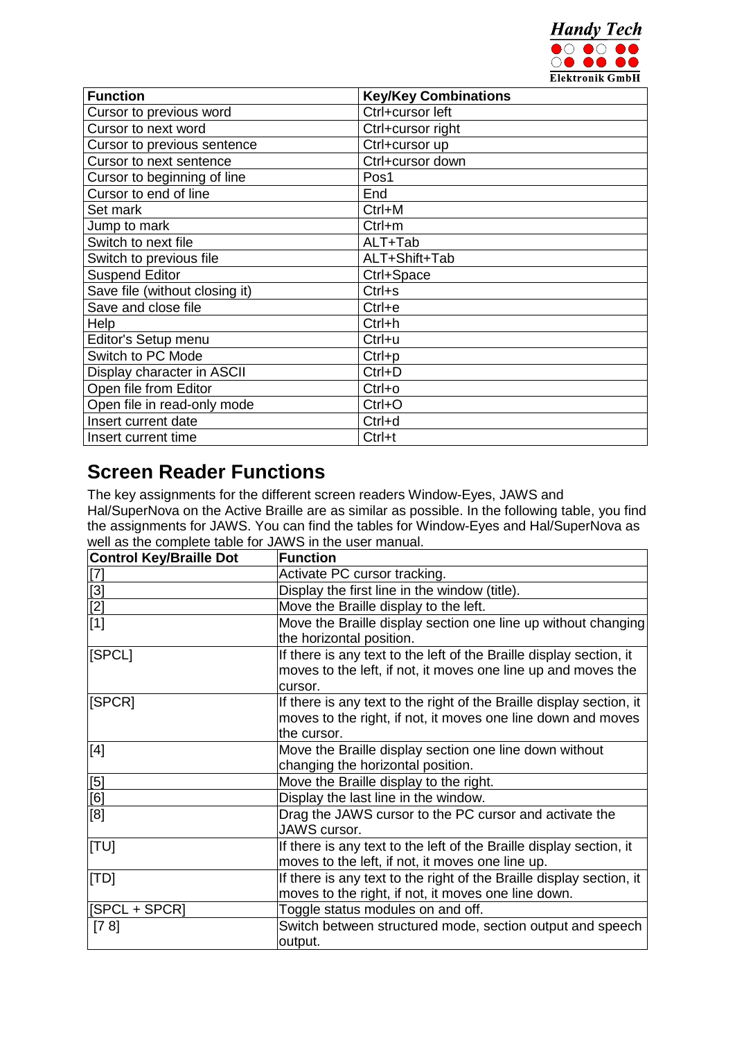| Function | Key/Key Combinations |
| --- | --- |
| Cursor to previous word | Ctrl+cursor left |
| Cursor to next word | Ctrl+cursor right |
| Cursor to previous sentence | Ctrl+cursor up |
| Cursor to next sentence | Ctrl+cursor down |
| Cursor to beginning of line | Pos1 |
| Cursor to end of line | End |
| Set mark | Ctrl+M |
| Jump to mark | Ctrl+m |
| Switch to next file | ALT+Tab |
| Switch to previous file | ALT+Shift+Tab |
| Suspend Editor | Ctrl+Space |
| Save file (without closing it) | Ctrl+s |
| Save and close file | Ctrl+e |
| Help | Ctrl+h |
| Editor's Setup menu | Ctrl+u |
| Switch to PC Mode | Ctrl+p |
| Display character in ASCII | Ctrl+D |
| Open file from Editor | Ctrl+o |
| Open file in read-only mode | Ctrl+O |
| Insert current date | Ctrl+d |
| Insert current time | Ctrl+t |

## Screen Reader Functions

The key assignments for the different screen readers Window-Eyes, JAWS and Hal/SuperNova on the Active Braille are as similar as possible. In the following table, you find the assignments for JAWS. You can find the tables for Window-Eyes and Hal/SuperNova as well as the complete table for JAWS in the user manual.

| Control Key/Braille Dot | Function |
| --- | --- |
| [7] | Activate PC cursor tracking. |
| [3] | Display the first line in the window (title). |
| [2] | Move the Braille display to the left. |
| [1] | Move the Braille display section one line up without changing the horizontal position. |
| [SPCL] | If there is any text to the left of the Braille display section, it moves to the left, if not, it moves one line up and moves the cursor. |
| [SPCR] | If there is any text to the right of the Braille display section, it moves to the right, if not, it moves one line down and moves the cursor. |
| [4] | Move the Braille display section one line down without changing the horizontal position. |
| [5] | Move the Braille display to the right. |
| [6] | Display the last line in the window. |
| [8] | Drag the JAWS cursor to the PC cursor and activate the JAWS cursor. |
| [TU] | If there is any text to the left of the Braille display section, it moves to the left, if not, it moves one line up. |
| [TD] | If there is any text to the right of the Braille display section, it moves to the right, if not, it moves one line down. |
| [SPCL + SPCR] | Toggle status modules on and off. |
| [7 8] | Switch between structured mode, section output and speech output. |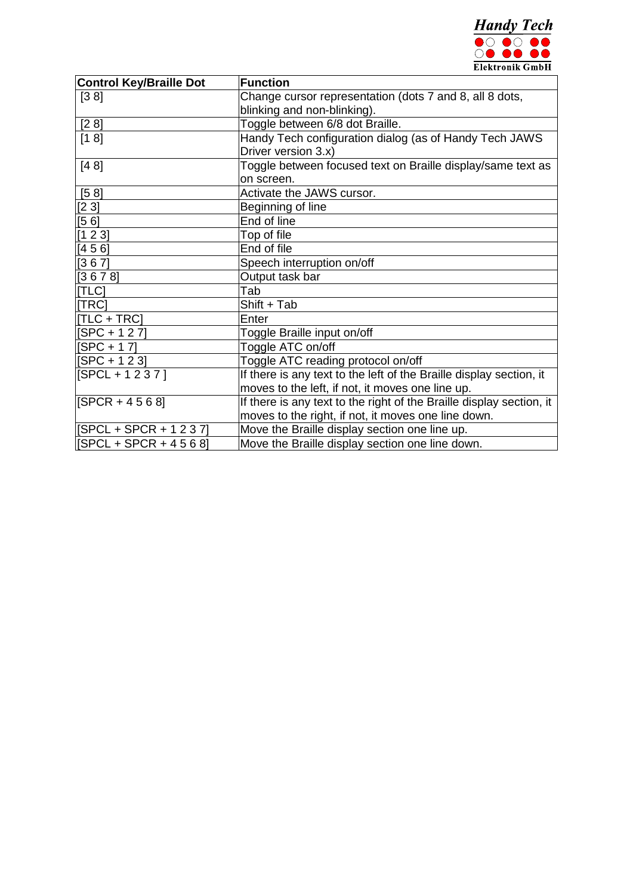| Control Key/Braille Dot | Function |
|---|---|
| [3 8] | Change cursor representation (dots 7 and 8, all 8 dots, blinking and non-blinking). |
| [2 8] | Toggle between 6/8 dot Braille. |
| [1 8] | Handy Tech configuration dialog (as of Handy Tech JAWS Driver version 3.x) |
| [4 8] | Toggle between focused text on Braille display/same text as on screen. |
| [5 8] | Activate the JAWS cursor. |
| [2 3] | Beginning of line |
| [5 6] | End of line |
| [1 2 3] | Top of file |
| [4 5 6] | End of file |
| [3 6 7] | Speech interruption on/off |
| [3 6 7 8] | Output task bar |
| [TLC] | Tab |
| [TRC] | Shift + Tab |
| [TLC + TRC] | Enter |
| [SPC + 1 2 7] | Toggle Braille input on/off |
| [SPC + 1 7] | Toggle ATC on/off |
| [SPC + 1 2 3] | Toggle ATC reading protocol on/off |
| [SPCL + 1 2 3 7 ] | If there is any text to the left of the Braille display section, it moves to the left, if not, it moves one line up. |
| [SPCR + 4 5 6 8] | If there is any text to the right of the Braille display section, it moves to the right, if not, it moves one line down. |
| [SPCL + SPCR + 1 2 3 7] | Move the Braille display section one line up. |
| [SPCL + SPCR + 4 5 6 8] | Move the Braille display section one line down. |